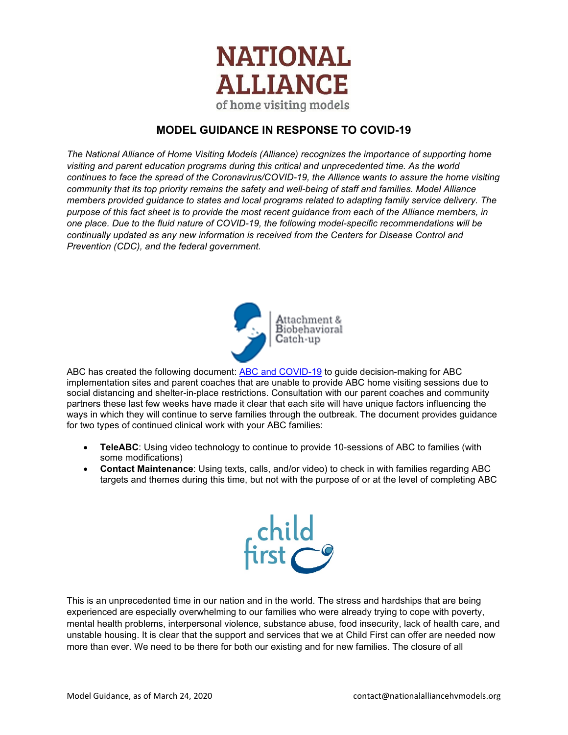# NATIONAL ALLIANCE

of home visiting models

## MODEL GUIDANCE IN RESPONSE TO COVID-19

*The National Alliance of Home Visiting Models (Alliance) recognizes the importance of supporting home visiting and parent education programs during this critical and unprecedented time. As the world continues to face the spread of the Coronavirus/COVID-19, the Alliance wants to assure the home visiting community that its top priority remains the safety and well-being of staff and families. Model Alliance members provided guidance to states and local programs related to adapting family service delivery. The purpose of this fact sheet is to provide the most recent guidance from each of the Alliance members, in one place. Due to the fluid nature of COVID-19, the following model-specific recommendations will be continually updated as any new information is received from the Centers for Disease Control and Prevention (CDC), and the federal government.*

### Attachment & Biobehavioral Catch-up

ABC has created the following document: ABC and COVID-19 to guide decision-making for ABC implementation sites and parent coaches that are unable to provide ABC home visiting sessions due to social distancing and shelter-in-place restrictions. Consultation with our parent coaches and community partners these last few weeks have made it clear that each site will have unique factors influencing the ways in which they will continue to serve families through the outbreak. The document provides guidance for two types of continued clinical work with your ABC families:

- **TeleABC**: Using video technology to continue to provide 10-sessions of ABC to families (with some modifications)
- **Contact Maintenance**: Using texts, calls, and/or video) to check in with families regarding ABC targets and themes during this time, but not with the purpose of or at the level of completing ABC

### child first

This is an unprecedented time in our nation and in the world. The stress and hardships that are being experienced are especially overwhelming to our families who were already trying to cope with poverty, mental health problems, interpersonal violence, substance abuse, food insecurity, lack of health care, and unstable housing. It is clear that the support and services that we at Child First can offer are needed now more than ever. We need to be there for both our existing and for new families. The closure of all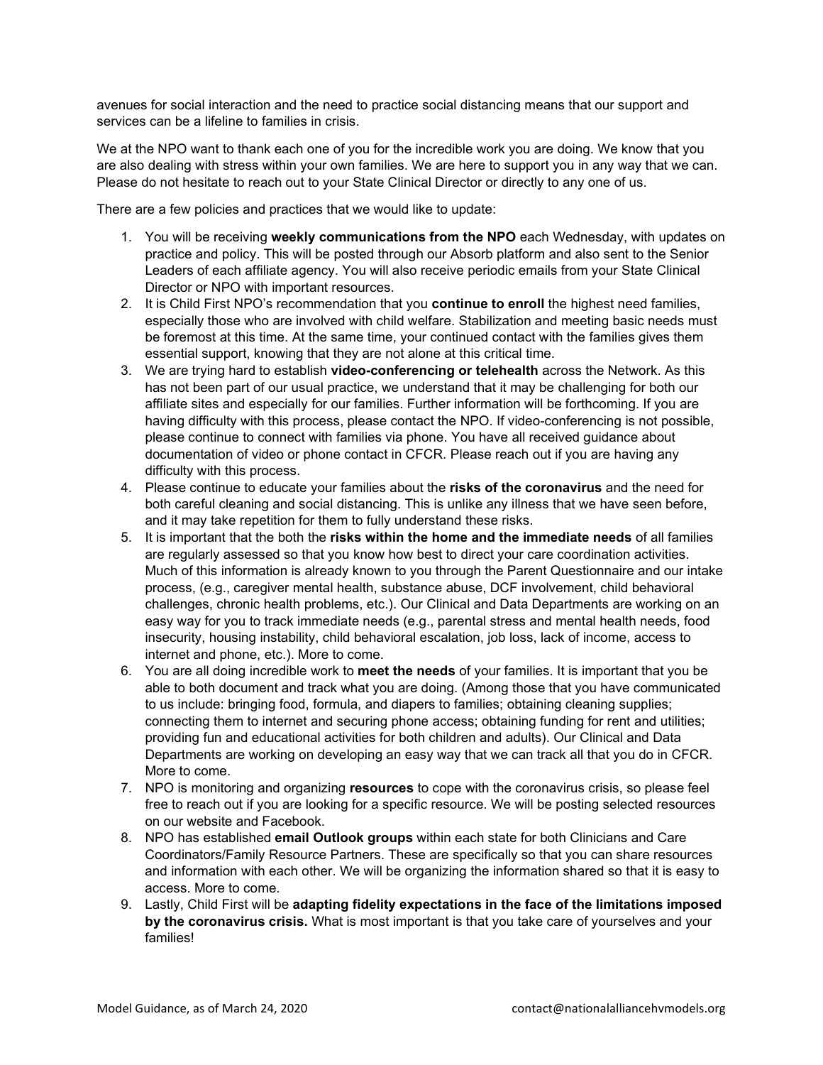avenues for social interaction and the need to practice social distancing means that our support and services can be a lifeline to families in crisis.

We at the NPO want to thank each one of you for the incredible work you are doing. We know that you are also dealing with stress within your own families. We are here to support you in any way that we can. Please do not hesitate to reach out to your State Clinical Director or directly to any one of us.

There are a few policies and practices that we would like to update:

1. You will be receiving **weekly communications from the NPO** each Wednesday, with updates on practice and policy. This will be posted through our Absorb platform and also sent to the Senior Leaders of each affiliate agency. You will also receive periodic emails from your State Clinical Director or NPO with important resources.
2. It is Child First NPO's recommendation that you **continue to enroll** the highest need families, especially those who are involved with child welfare. Stabilization and meeting basic needs must be foremost at this time. At the same time, your continued contact with the families gives them essential support, knowing that they are not alone at this critical time.
3. We are trying hard to establish **video-conferencing or telehealth** across the Network. As this has not been part of our usual practice, we understand that it may be challenging for both our affiliate sites and especially for our families. Further information will be forthcoming. If you are having difficulty with this process, please contact the NPO. If video-conferencing is not possible, please continue to connect with families via phone. You have all received guidance about documentation of video or phone contact in CFCR. Please reach out if you are having any difficulty with this process.
4. Please continue to educate your families about the **risks of the coronavirus** and the need for both careful cleaning and social distancing. This is unlike any illness that we have seen before, and it may take repetition for them to fully understand these risks.
5. It is important that the both the **risks within the home and the immediate needs** of all families are regularly assessed so that you know how best to direct your care coordination activities. Much of this information is already known to you through the Parent Questionnaire and our intake process, (e.g., caregiver mental health, substance abuse, DCF involvement, child behavioral challenges, chronic health problems, etc.). Our Clinical and Data Departments are working on an easy way for you to track immediate needs (e.g., parental stress and mental health needs, food insecurity, housing instability, child behavioral escalation, job loss, lack of income, access to internet and phone, etc.). More to come.
6. You are all doing incredible work to **meet the needs** of your families. It is important that you be able to both document and track what you are doing. (Among those that you have communicated to us include: bringing food, formula, and diapers to families; obtaining cleaning supplies; connecting them to internet and securing phone access; obtaining funding for rent and utilities; providing fun and educational activities for both children and adults). Our Clinical and Data Departments are working on developing an easy way that we can track all that you do in CFCR. More to come.
7. NPO is monitoring and organizing **resources** to cope with the coronavirus crisis, so please feel free to reach out if you are looking for a specific resource. We will be posting selected resources on our website and Facebook.
8. NPO has established **email Outlook groups** within each state for both Clinicians and Care Coordinators/Family Resource Partners. These are specifically so that you can share resources and information with each other. We will be organizing the information shared so that it is easy to access. More to come.
9. Lastly, Child First will be **adapting fidelity expectations in the face of the limitations imposed by the coronavirus crisis.** What is most important is that you take care of yourselves and your families!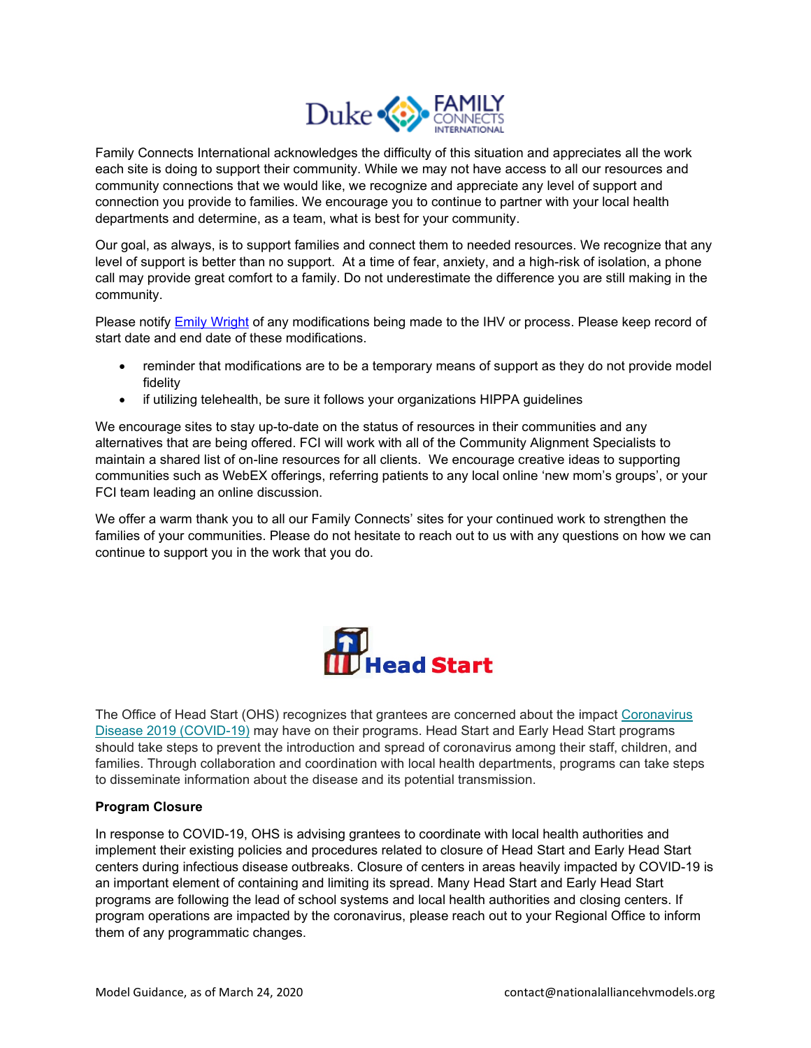Family Connects International acknowledges the difficulty of this situation and appreciates all the work each site is doing to support their community. While we may not have access to all our resources and community connections that we would like, we recognize and appreciate any level of support and connection you provide to families. We encourage you to continue to partner with your local health departments and determine, as a team, what is best for your community.

Our goal, as always, is to support families and connect them to needed resources. We recognize that any level of support is better than no support. At a time of fear, anxiety, and a high-risk of isolation, a phone call may provide great comfort to a family. Do not underestimate the difference you are still making in the community.

Please notify Emily Wright of any modifications being made to the IHV or process. Please keep record of start date and end date of these modifications.

- reminder that modifications are to be a temporary means of support as they do not provide model fidelity
- if utilizing telehealth, be sure it follows your organizations HIPPA guidelines

We encourage sites to stay up-to-date on the status of resources in their communities and any alternatives that are being offered. FCI will work with all of the Community Alignment Specialists to maintain a shared list of on-line resources for all clients. We encourage creative ideas to supporting communities such as WebEX offerings, referring patients to any local online 'new mom's groups', or your FCI team leading an online discussion.

We offer a warm thank you to all our Family Connects' sites for your continued work to strengthen the families of your communities. Please do not hesitate to reach out to us with any questions on how we can continue to support you in the work that you do.

The Office of Head Start (OHS) recognizes that grantees are concerned about the impact Coronavirus Disease 2019 (COVID-19) may have on their programs. Head Start and Early Head Start programs should take steps to prevent the introduction and spread of coronavirus among their staff, children, and families. Through collaboration and coordination with local health departments, programs can take steps to disseminate information about the disease and its potential transmission.

**Program Closure**

In response to COVID-19, OHS is advising grantees to coordinate with local health authorities and implement their existing policies and procedures related to closure of Head Start and Early Head Start centers during infectious disease outbreaks. Closure of centers in areas heavily impacted by COVID-19 is an important element of containing and limiting its spread. Many Head Start and Early Head Start programs are following the lead of school systems and local health authorities and closing centers. If program operations are impacted by the coronavirus, please reach out to your Regional Office to inform them of any programmatic changes.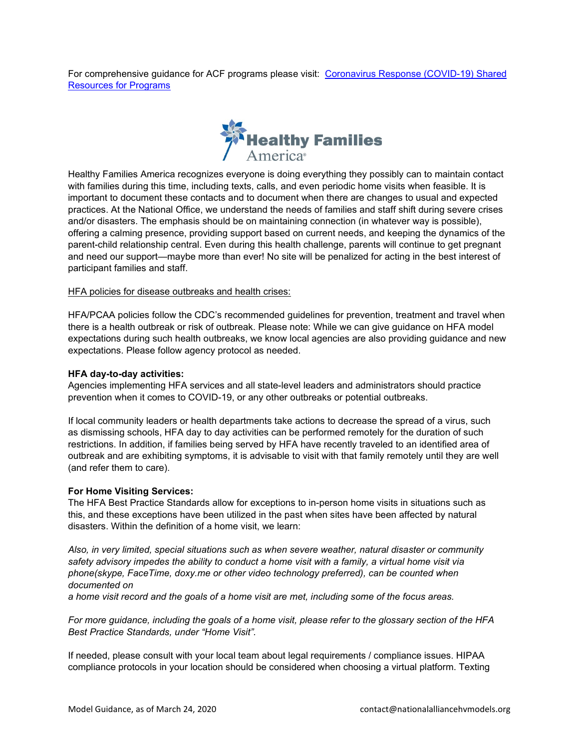For comprehensive guidance for ACF programs please visit: [Coronavirus Response (COVID-19) Shared Resources for Programs]()

Healthy Families America

Healthy Families America recognizes everyone is doing everything they possibly can to maintain contact with families during this time, including texts, calls, and even periodic home visits when feasible. It is important to document these contacts and to document when there are changes to usual and expected practices. At the National Office, we understand the needs of families and staff shift during severe crises and/or disasters. The emphasis should be on maintaining connection (in whatever way is possible), offering a calming presence, providing support based on current needs, and keeping the dynamics of the parent-child relationship central. Even during this health challenge, parents will continue to get pregnant and need our support—maybe more than ever! No site will be penalized for acting in the best interest of participant families and staff.

HFA policies for disease outbreaks and health crises:

HFA/PCAA policies follow the CDC's recommended guidelines for prevention, treatment and travel when there is a health outbreak or risk of outbreak. Please note: While we can give guidance on HFA model expectations during such health outbreaks, we know local agencies are also providing guidance and new expectations. Please follow agency protocol as needed.

**HFA day-to-day activities:**

Agencies implementing HFA services and all state-level leaders and administrators should practice prevention when it comes to COVID-19, or any other outbreaks or potential outbreaks.

If local community leaders or health departments take actions to decrease the spread of a virus, such as dismissing schools, HFA day to day activities can be performed remotely for the duration of such restrictions. In addition, if families being served by HFA have recently traveled to an identified area of outbreak and are exhibiting symptoms, it is advisable to visit with that family remotely until they are well (and refer them to care).

**For Home Visiting Services:**

The HFA Best Practice Standards allow for exceptions to in-person home visits in situations such as this, and these exceptions have been utilized in the past when sites have been affected by natural disasters. Within the definition of a home visit, we learn:

*Also, in very limited, special situations such as when severe weather, natural disaster or community safety advisory impedes the ability to conduct a home visit with a family, a virtual home visit via phone(skype, FaceTime, doxy.me or other video technology preferred), can be counted when documented on a home visit record and the goals of a home visit are met, including some of the focus areas.*

*For more guidance, including the goals of a home visit, please refer to the glossary section of the HFA Best Practice Standards, under "Home Visit".*

If needed, please consult with your local team about legal requirements / compliance issues. HIPAA compliance protocols in your location should be considered when choosing a virtual platform. Texting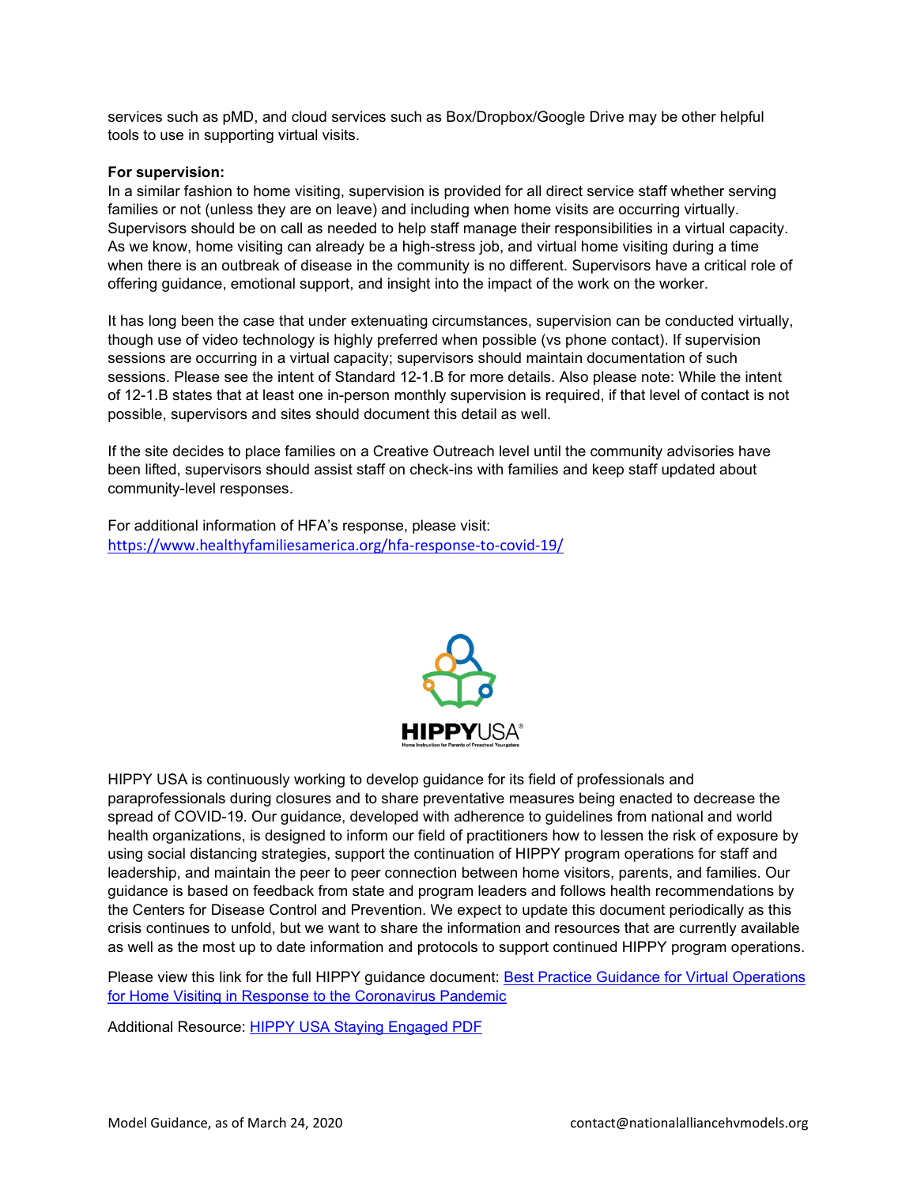services such as pMD, and cloud services such as Box/Dropbox/Google Drive may be other helpful tools to use in supporting virtual visits.

**For supervision:**

In a similar fashion to home visiting, supervision is provided for all direct service staff whether serving families or not (unless they are on leave) and including when home visits are occurring virtually. Supervisors should be on call as needed to help staff manage their responsibilities in a virtual capacity. As we know, home visiting can already be a high-stress job, and virtual home visiting during a time when there is an outbreak of disease in the community is no different. Supervisors have a critical role of offering guidance, emotional support, and insight into the impact of the work on the worker.

It has long been the case that under extenuating circumstances, supervision can be conducted virtually, though use of video technology is highly preferred when possible (vs phone contact). If supervision sessions are occurring in a virtual capacity; supervisors should maintain documentation of such sessions. Please see the intent of Standard 12-1.B for more details. Also please note: While the intent of 12-1.B states that at least one in-person monthly supervision is required, if that level of contact is not possible, supervisors and sites should document this detail as well.

If the site decides to place families on a Creative Outreach level until the community advisories have been lifted, supervisors should assist staff on check-ins with families and keep staff updated about community-level responses.

For additional information of HFA's response, please visit: [https://www.healthyfamiliesamerica.org/hfa-response-to-covid-19/](https://www.healthyfamiliesamerica.org/hfa-response-to-covid-19/)

HIPPYUSA®
Home Instruction for Parents of Preschool Youngsters

HIPPY USA is continuously working to develop guidance for its field of professionals and paraprofessionals during closures and to share preventative measures being enacted to decrease the spread of COVID-19. Our guidance, developed with adherence to guidelines from national and world health organizations, is designed to inform our field of practitioners how to lessen the risk of exposure by using social distancing strategies, support the continuation of HIPPY program operations for staff and leadership, and maintain the peer to peer connection between home visitors, parents, and families. Our guidance is based on feedback from state and program leaders and follows health recommendations by the Centers for Disease Control and Prevention. We expect to update this document periodically as this crisis continues to unfold, but we want to share the information and resources that are currently available as well as the most up to date information and protocols to support continued HIPPY program operations.

Please view this link for the full HIPPY guidance document: Best Practice Guidance for Virtual Operations for Home Visiting in Response to the Coronavirus Pandemic

Additional Resource: HIPPY USA Staying Engaged PDF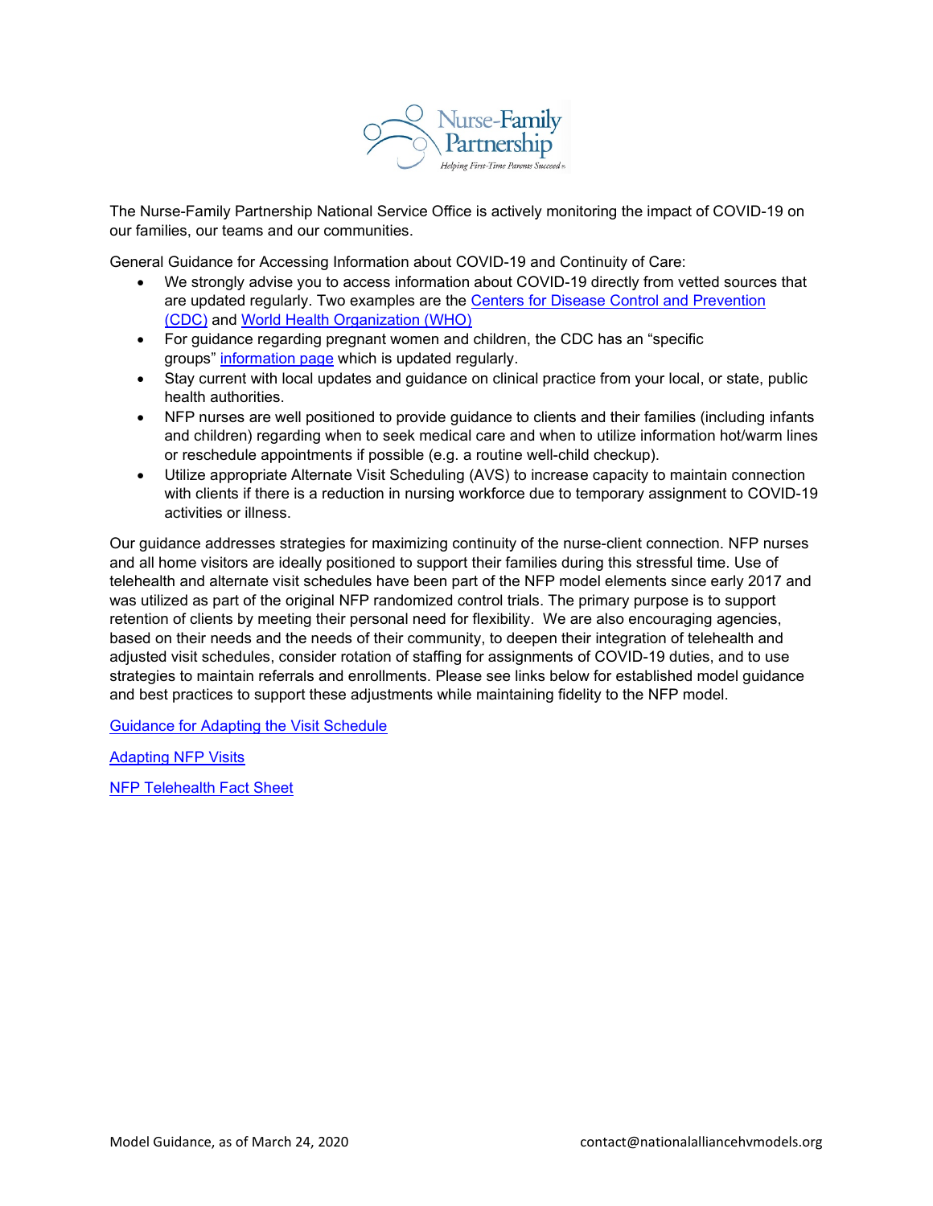The Nurse-Family Partnership National Service Office is actively monitoring the impact of COVID-19 on our families, our teams and our communities.

General Guidance for Accessing Information about COVID-19 and Continuity of Care:

- We strongly advise you to access information about COVID-19 directly from vetted sources that are updated regularly. Two examples are the Centers for Disease Control and Prevention (CDC) and World Health Organization (WHO)
- For guidance regarding pregnant women and children, the CDC has an "specific groups" information page which is updated regularly.
- Stay current with local updates and guidance on clinical practice from your local, or state, public health authorities.
- NFP nurses are well positioned to provide guidance to clients and their families (including infants and children) regarding when to seek medical care and when to utilize information hot/warm lines or reschedule appointments if possible (e.g. a routine well-child checkup).
- Utilize appropriate Alternate Visit Scheduling (AVS) to increase capacity to maintain connection with clients if there is a reduction in nursing workforce due to temporary assignment to COVID-19 activities or illness.

Our guidance addresses strategies for maximizing continuity of the nurse-client connection. NFP nurses and all home visitors are ideally positioned to support their families during this stressful time. Use of telehealth and alternate visit schedules have been part of the NFP model elements since early 2017 and was utilized as part of the original NFP randomized control trials. The primary purpose is to support retention of clients by meeting their personal need for flexibility. We are also encouraging agencies, based on their needs and the needs of their community, to deepen their integration of telehealth and adjusted visit schedules, consider rotation of staffing for assignments of COVID-19 duties, and to use strategies to maintain referrals and enrollments. Please see links below for established model guidance and best practices to support these adjustments while maintaining fidelity to the NFP model.

Guidance for Adapting the Visit Schedule

Adapting NFP Visits

NFP Telehealth Fact Sheet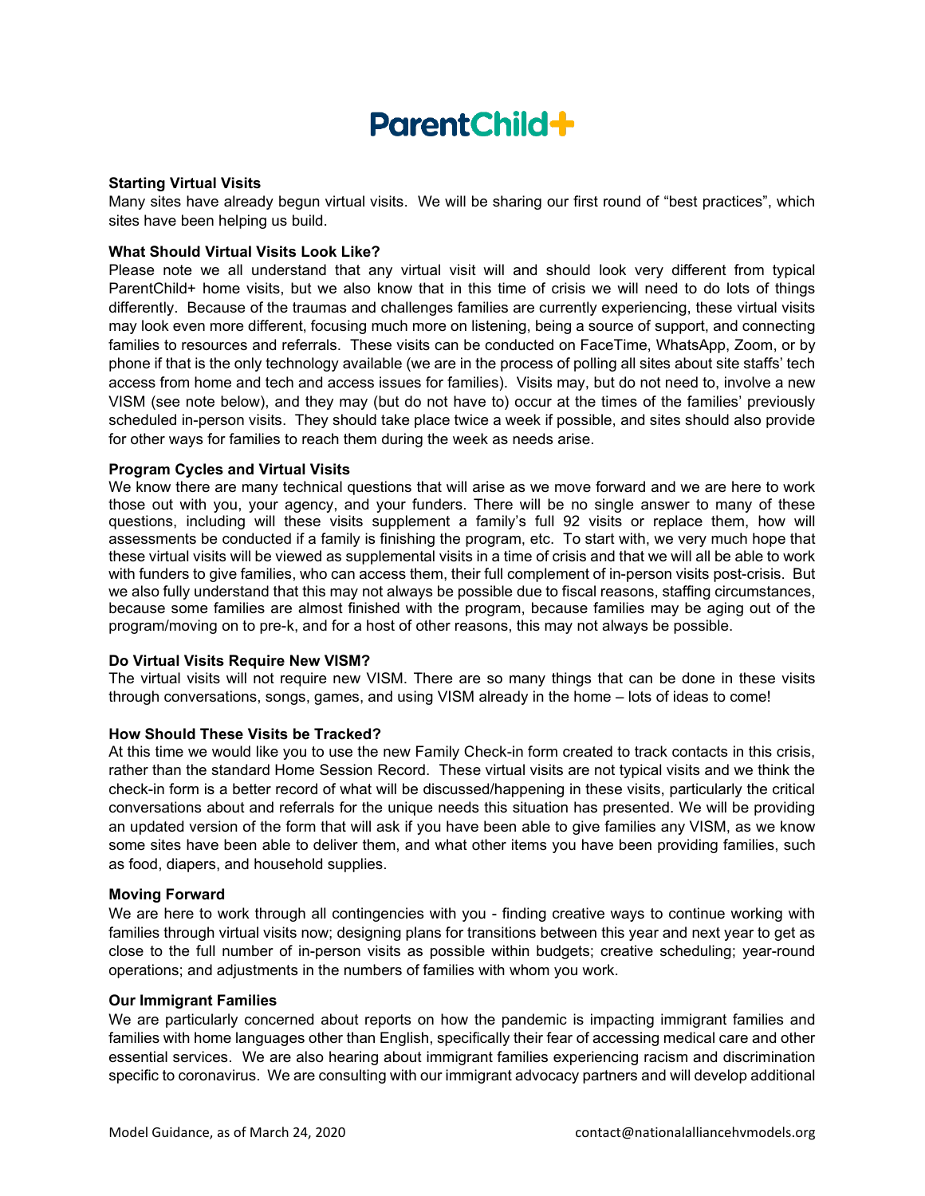# ParentChild+

**Starting Virtual Visits**
Many sites have already begun virtual visits. We will be sharing our first round of "best practices", which sites have been helping us build.

**What Should Virtual Visits Look Like?**
Please note we all understand that any virtual visit will and should look very different from typical ParentChild+ home visits, but we also know that in this time of crisis we will need to do lots of things differently. Because of the traumas and challenges families are currently experiencing, these virtual visits may look even more different, focusing much more on listening, being a source of support, and connecting families to resources and referrals. These visits can be conducted on FaceTime, WhatsApp, Zoom, or by phone if that is the only technology available (we are in the process of polling all sites about site staffs' tech access from home and tech and access issues for families). Visits may, but do not need to, involve a new VISM (see note below), and they may (but do not have to) occur at the times of the families' previously scheduled in-person visits. They should take place twice a week if possible, and sites should also provide for other ways for families to reach them during the week as needs arise.

**Program Cycles and Virtual Visits**
We know there are many technical questions that will arise as we move forward and we are here to work those out with you, your agency, and your funders. There will be no single answer to many of these questions, including will these visits supplement a family's full 92 visits or replace them, how will assessments be conducted if a family is finishing the program, etc. To start with, we very much hope that these virtual visits will be viewed as supplemental visits in a time of crisis and that we will all be able to work with funders to give families, who can access them, their full complement of in-person visits post-crisis. But we also fully understand that this may not always be possible due to fiscal reasons, staffing circumstances, because some families are almost finished with the program, because families may be aging out of the program/moving on to pre-k, and for a host of other reasons, this may not always be possible.

**Do Virtual Visits Require New VISM?**
The virtual visits will not require new VISM. There are so many things that can be done in these visits through conversations, songs, games, and using VISM already in the home – lots of ideas to come!

**How Should These Visits be Tracked?**
At this time we would like you to use the new Family Check-in form created to track contacts in this crisis, rather than the standard Home Session Record. These virtual visits are not typical visits and we think the check-in form is a better record of what will be discussed/happening in these visits, particularly the critical conversations about and referrals for the unique needs this situation has presented. We will be providing an updated version of the form that will ask if you have been able to give families any VISM, as we know some sites have been able to deliver them, and what other items you have been providing families, such as food, diapers, and household supplies.

**Moving Forward**
We are here to work through all contingencies with you - finding creative ways to continue working with families through virtual visits now; designing plans for transitions between this year and next year to get as close to the full number of in-person visits as possible within budgets; creative scheduling; year-round operations; and adjustments in the numbers of families with whom you work.

**Our Immigrant Families**
We are particularly concerned about reports on how the pandemic is impacting immigrant families and families with home languages other than English, specifically their fear of accessing medical care and other essential services. We are also hearing about immigrant families experiencing racism and discrimination specific to coronavirus. We are consulting with our immigrant advocacy partners and will develop additional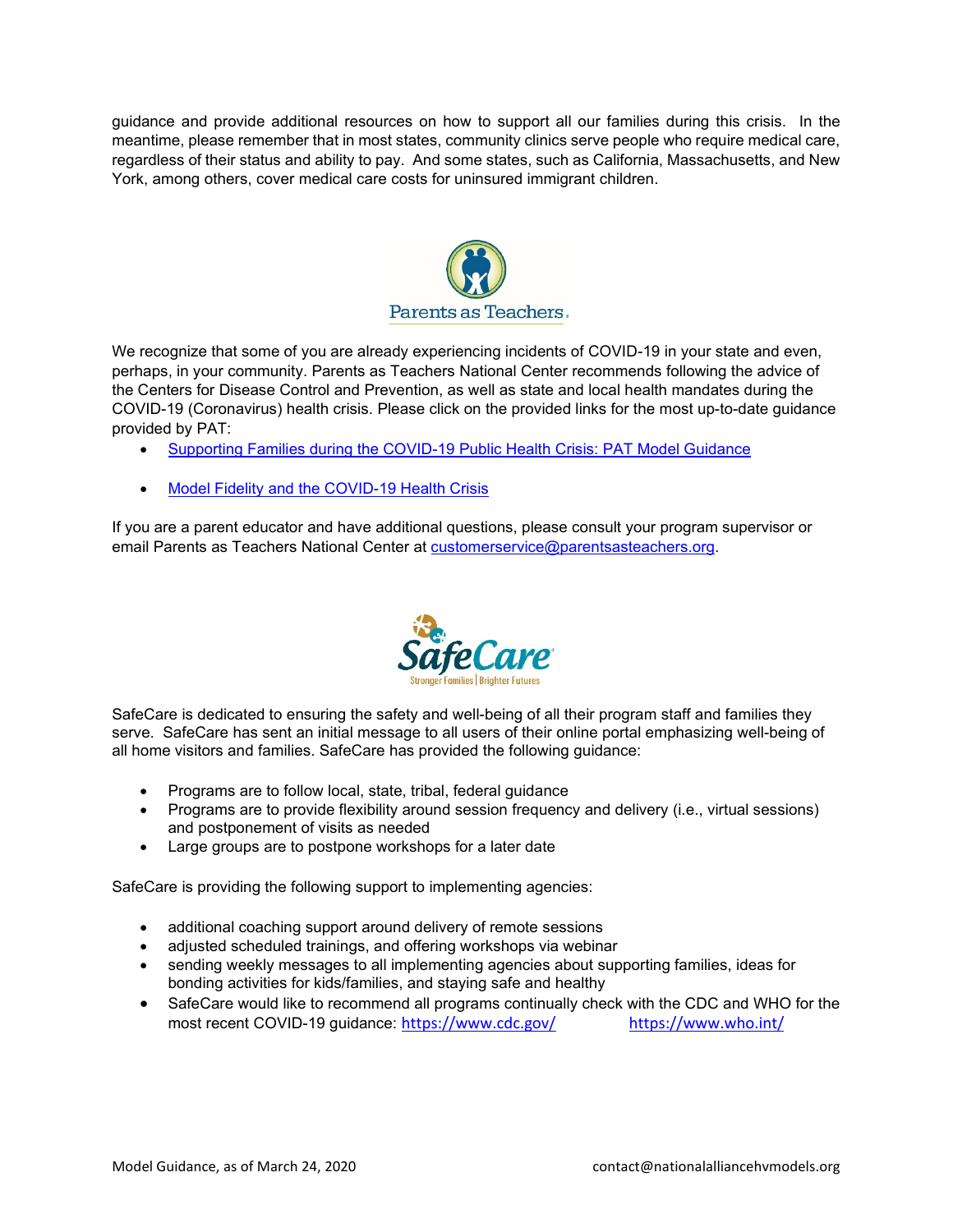guidance and provide additional resources on how to support all our families during this crisis. In the meantime, please remember that in most states, community clinics serve people who require medical care, regardless of their status and ability to pay. And some states, such as California, Massachusetts, and New York, among others, cover medical care costs for uninsured immigrant children.

Parents as Teachers.

We recognize that some of you are already experiencing incidents of COVID-19 in your state and even, perhaps, in your community. Parents as Teachers National Center recommends following the advice of the Centers for Disease Control and Prevention, as well as state and local health mandates during the COVID-19 (Coronavirus) health crisis. Please click on the provided links for the most up-to-date guidance provided by PAT:

- Supporting Families during the COVID-19 Public Health Crisis: PAT Model Guidance
- Model Fidelity and the COVID-19 Health Crisis

If you are a parent educator and have additional questions, please consult your program supervisor or email Parents as Teachers National Center at customerservice@parentsasteachers.org.

SafeCare
Stronger Families | Brighter Futures

SafeCare is dedicated to ensuring the safety and well-being of all their program staff and families they serve. SafeCare has sent an initial message to all users of their online portal emphasizing well-being of all home visitors and families. SafeCare has provided the following guidance:

- Programs are to follow local, state, tribal, federal guidance
- Programs are to provide flexibility around session frequency and delivery (i.e., virtual sessions) and postponement of visits as needed
- Large groups are to postpone workshops for a later date

SafeCare is providing the following support to implementing agencies:

- additional coaching support around delivery of remote sessions
- adjusted scheduled trainings, and offering workshops via webinar
- sending weekly messages to all implementing agencies about supporting families, ideas for bonding activities for kids/families, and staying safe and healthy
- SafeCare would like to recommend all programs continually check with the CDC and WHO for the most recent COVID-19 guidance: https://www.cdc.gov/ https://www.who.int/